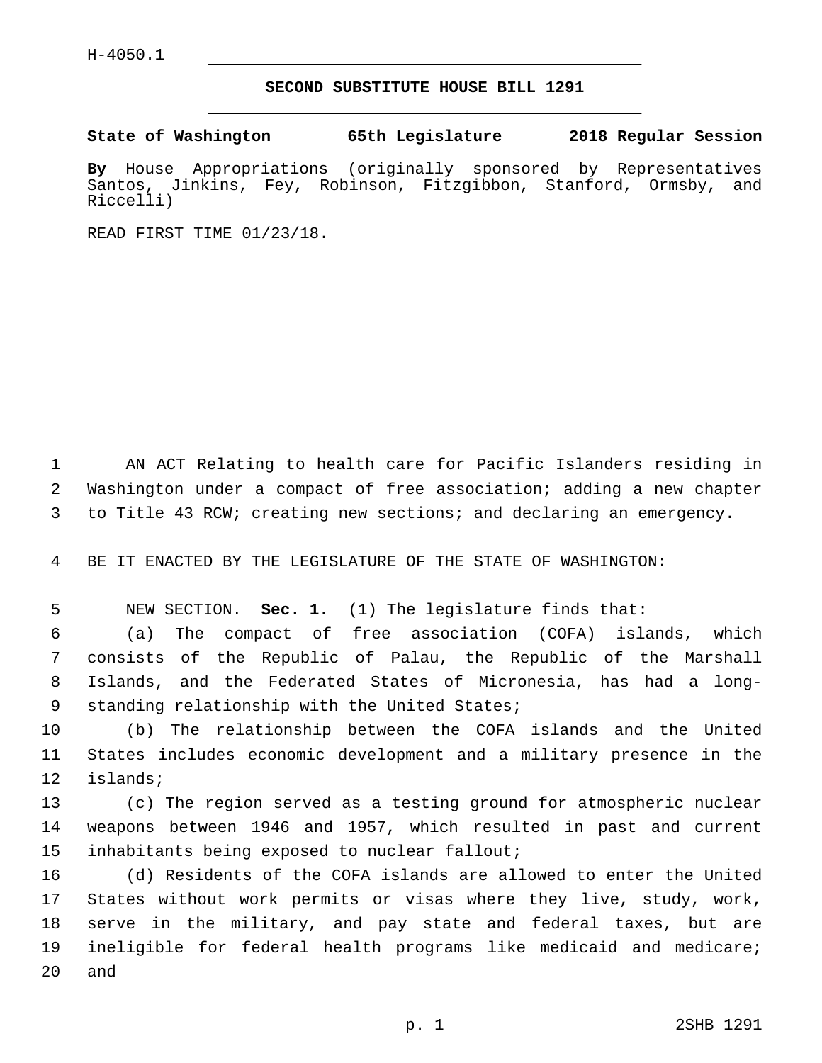H-4050.1

# SECOND SUBSTITUTE HOUSE BILL 1291

**State of Washington 65th Legislature 2018 Regular Session**

**By** House Appropriations (originally sponsored by Representatives Santos, Jinkins, Fey, Robinson, Fitzgibbon, Stanford, Ormsby, and Riccelli)

READ FIRST TIME 01/23/18.

AN ACT Relating to health care for Pacific Islanders residing in Washington under a compact of free association; adding a new chapter to Title 43 RCW; creating new sections; and declaring an emergency.

BE IT ENACTED BY THE LEGISLATURE OF THE STATE OF WASHINGTON:

NEW SECTION. **Sec. 1.** (1) The legislature finds that:

(a) The compact of free association (COFA) islands, which consists of the Republic of Palau, the Republic of the Marshall Islands, and the Federated States of Micronesia, has had a long-standing relationship with the United States;

(b) The relationship between the COFA islands and the United States includes economic development and a military presence in the islands;

(c) The region served as a testing ground for atmospheric nuclear weapons between 1946 and 1957, which resulted in past and current inhabitants being exposed to nuclear fallout;

(d) Residents of the COFA islands are allowed to enter the United States without work permits or visas where they live, study, work, serve in the military, and pay state and federal taxes, but are ineligible for federal health programs like medicaid and medicare; and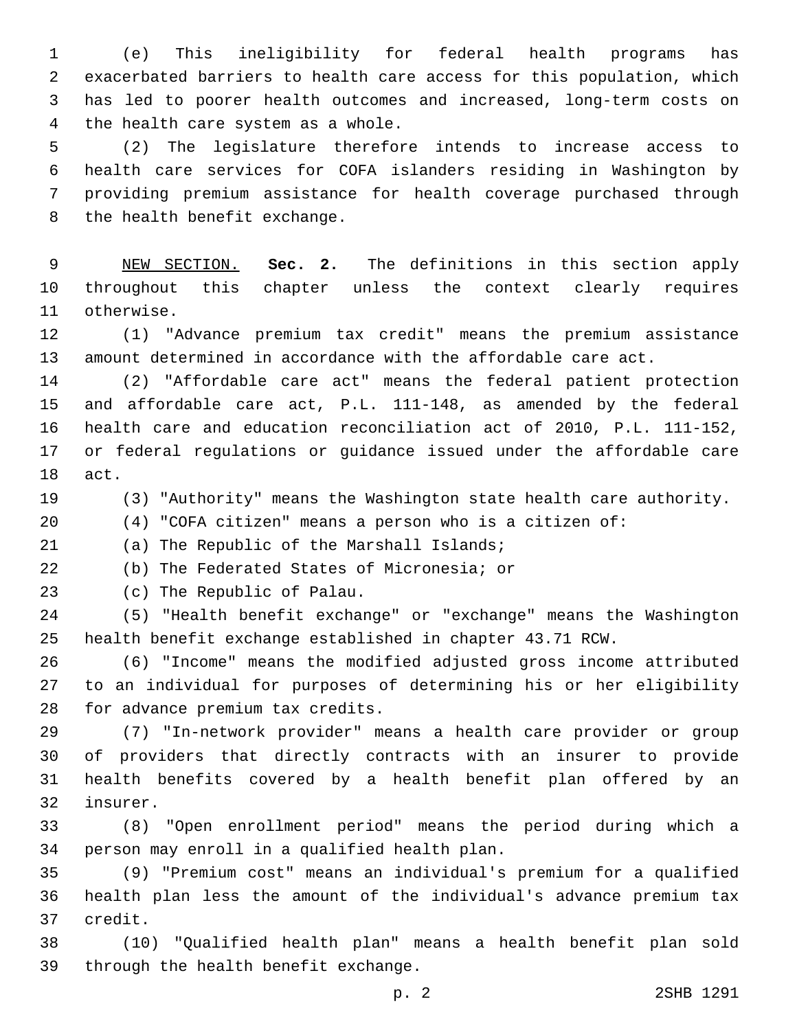(e) This ineligibility for federal health programs has exacerbated barriers to health care access for this population, which has led to poorer health outcomes and increased, long-term costs on the health care system as a whole.

(2) The legislature therefore intends to increase access to health care services for COFA islanders residing in Washington by providing premium assistance for health coverage purchased through the health benefit exchange.

NEW SECTION. **Sec. 2.** The definitions in this section apply throughout this chapter unless the context clearly requires otherwise.

(1) "Advance premium tax credit" means the premium assistance amount determined in accordance with the affordable care act.

(2) "Affordable care act" means the federal patient protection and affordable care act, P.L. 111-148, as amended by the federal health care and education reconciliation act of 2010, P.L. 111-152, or federal regulations or guidance issued under the affordable care act.

(3) "Authority" means the Washington state health care authority.

(4) "COFA citizen" means a person who is a citizen of:

(a) The Republic of the Marshall Islands;

(b) The Federated States of Micronesia; or

(c) The Republic of Palau.

(5) "Health benefit exchange" or "exchange" means the Washington health benefit exchange established in chapter 43.71 RCW.

(6) "Income" means the modified adjusted gross income attributed to an individual for purposes of determining his or her eligibility for advance premium tax credits.

(7) "In-network provider" means a health care provider or group of providers that directly contracts with an insurer to provide health benefits covered by a health benefit plan offered by an insurer.

(8) "Open enrollment period" means the period during which a person may enroll in a qualified health plan.

(9) "Premium cost" means an individual's premium for a qualified health plan less the amount of the individual's advance premium tax credit.

(10) "Qualified health plan" means a health benefit plan sold through the health benefit exchange.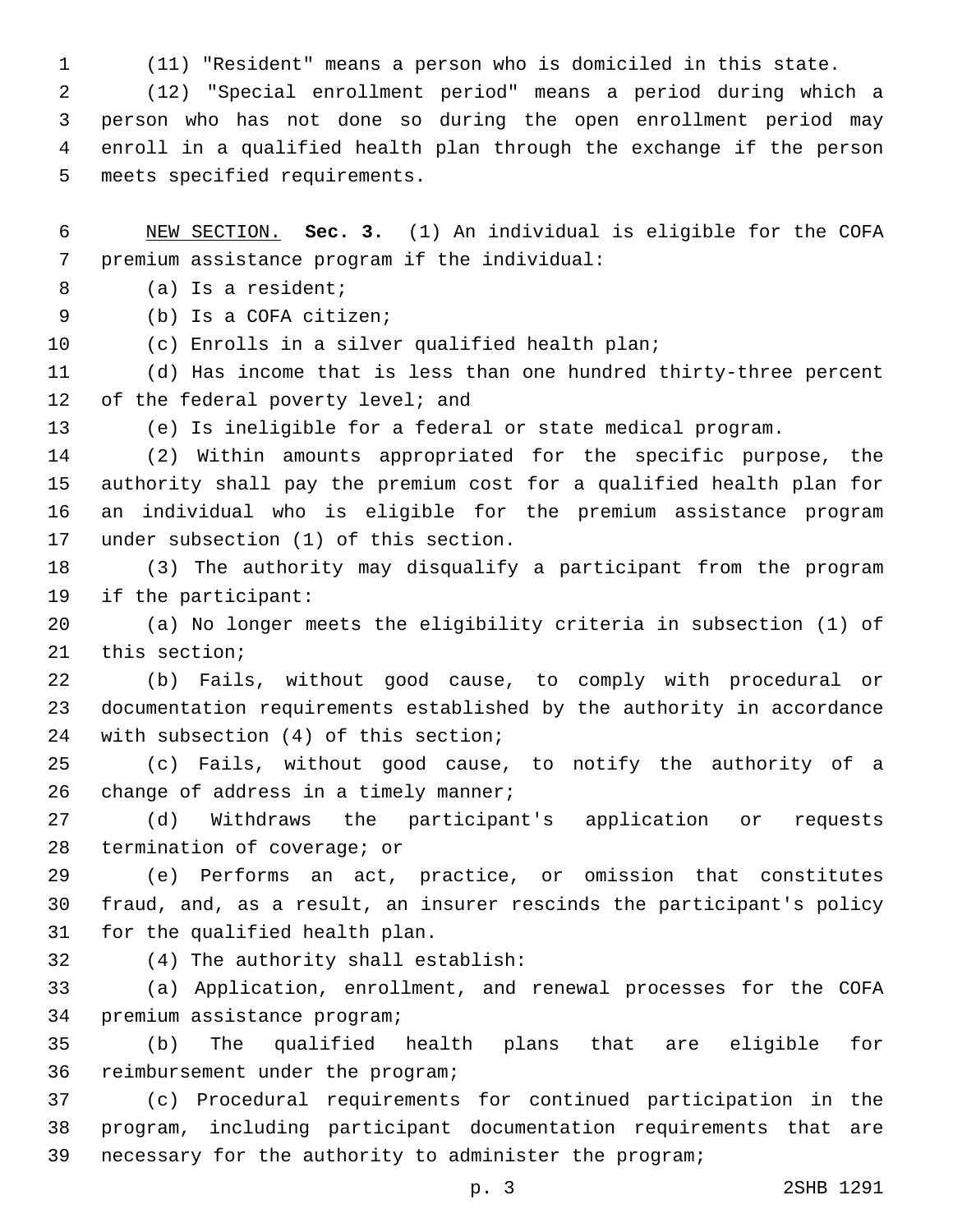(11) "Resident" means a person who is domiciled in this state.

(12) "Special enrollment period" means a period during which a person who has not done so during the open enrollment period may enroll in a qualified health plan through the exchange if the person meets specified requirements.

NEW SECTION. **Sec. 3.** (1) An individual is eligible for the COFA premium assistance program if the individual:

(a) Is a resident;

(b) Is a COFA citizen;

(c) Enrolls in a silver qualified health plan;

(d) Has income that is less than one hundred thirty-three percent of the federal poverty level; and

(e) Is ineligible for a federal or state medical program.

(2) Within amounts appropriated for the specific purpose, the authority shall pay the premium cost for a qualified health plan for an individual who is eligible for the premium assistance program under subsection (1) of this section.

(3) The authority may disqualify a participant from the program if the participant:

(a) No longer meets the eligibility criteria in subsection (1) of this section;

(b) Fails, without good cause, to comply with procedural or documentation requirements established by the authority in accordance with subsection (4) of this section;

(c) Fails, without good cause, to notify the authority of a change of address in a timely manner;

(d) Withdraws the participant's application or requests termination of coverage; or

(e) Performs an act, practice, or omission that constitutes fraud, and, as a result, an insurer rescinds the participant's policy for the qualified health plan.

(4) The authority shall establish:

(a) Application, enrollment, and renewal processes for the COFA premium assistance program;

(b) The qualified health plans that are eligible for reimbursement under the program;

(c) Procedural requirements for continued participation in the program, including participant documentation requirements that are necessary for the authority to administer the program;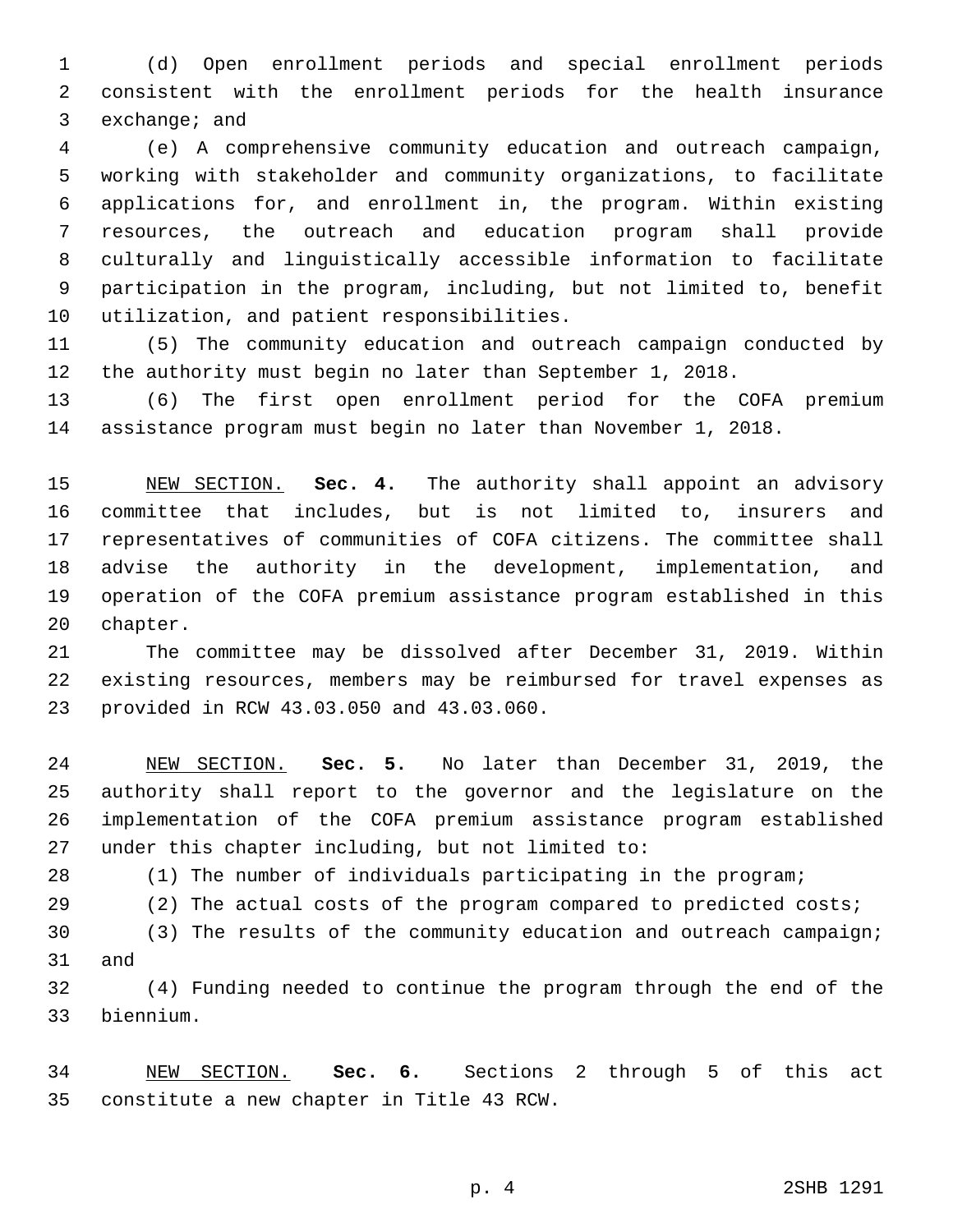(d) Open enrollment periods and special enrollment periods consistent with the enrollment periods for the health insurance exchange; and

(e) A comprehensive community education and outreach campaign, working with stakeholder and community organizations, to facilitate applications for, and enrollment in, the program. Within existing resources, the outreach and education program shall provide culturally and linguistically accessible information to facilitate participation in the program, including, but not limited to, benefit utilization, and patient responsibilities.

(5) The community education and outreach campaign conducted by the authority must begin no later than September 1, 2018.

(6) The first open enrollment period for the COFA premium assistance program must begin no later than November 1, 2018.

NEW SECTION. **Sec. 4.** The authority shall appoint an advisory committee that includes, but is not limited to, insurers and representatives of communities of COFA citizens. The committee shall advise the authority in the development, implementation, and operation of the COFA premium assistance program established in this chapter.

The committee may be dissolved after December 31, 2019. Within existing resources, members may be reimbursed for travel expenses as provided in RCW 43.03.050 and 43.03.060.

NEW SECTION. **Sec. 5.** No later than December 31, 2019, the authority shall report to the governor and the legislature on the implementation of the COFA premium assistance program established under this chapter including, but not limited to:

(1) The number of individuals participating in the program;

(2) The actual costs of the program compared to predicted costs;

(3) The results of the community education and outreach campaign; and

(4) Funding needed to continue the program through the end of the biennium.

NEW SECTION. **Sec. 6.** Sections 2 through 5 of this act constitute a new chapter in Title 43 RCW.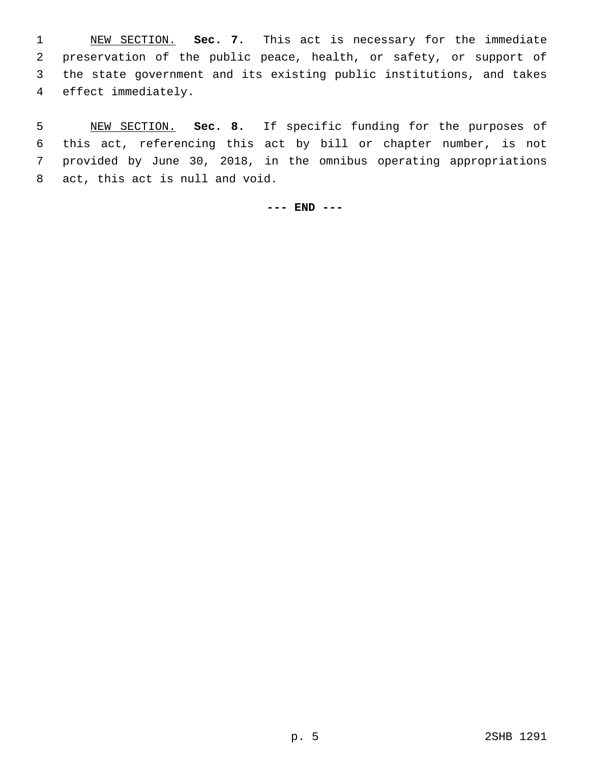NEW SECTION. **Sec. 7.** This act is necessary for the immediate preservation of the public peace, health, or safety, or support of the state government and its existing public institutions, and takes effect immediately.

NEW SECTION. **Sec. 8.** If specific funding for the purposes of this act, referencing this act by bill or chapter number, is not provided by June 30, 2018, in the omnibus operating appropriations act, this act is null and void.

**--- END ---**